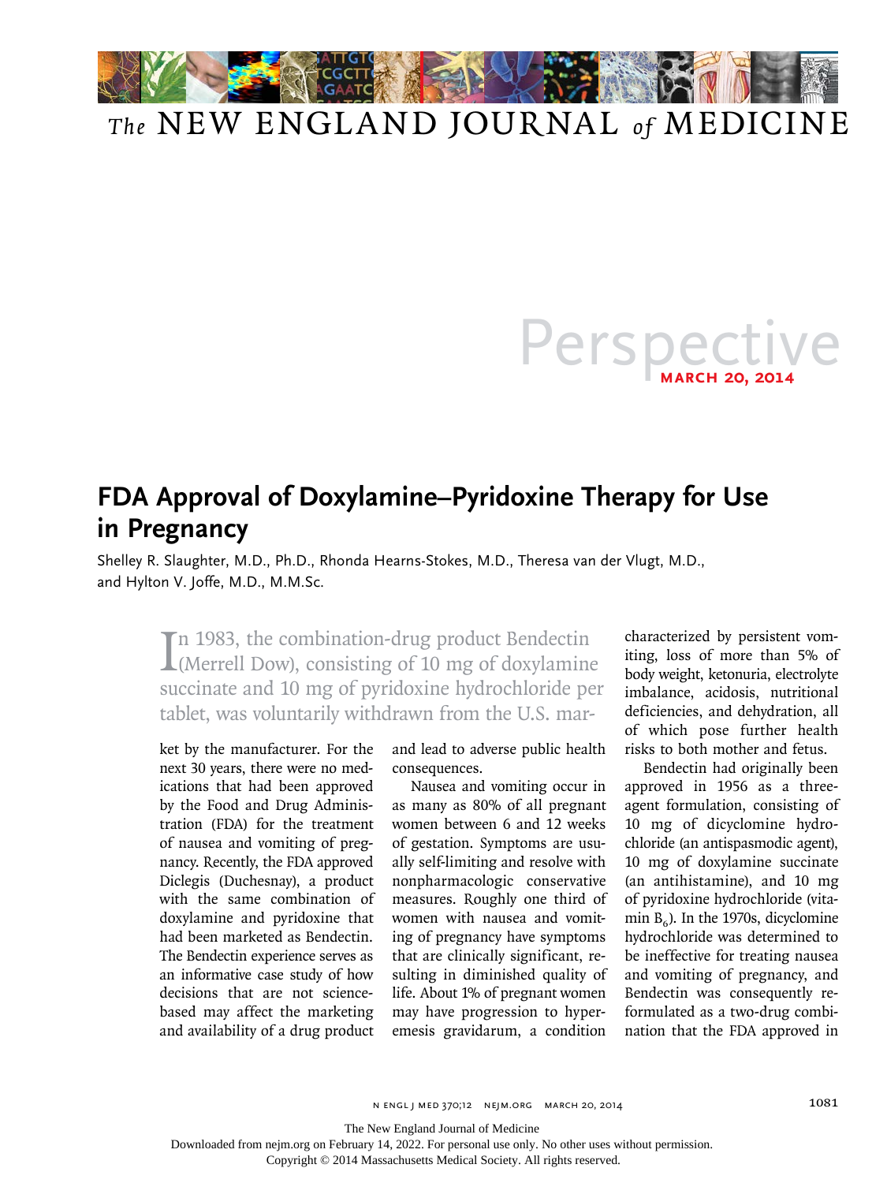# FDA Approval of Doxylamine–Pyridoxine Therapy for Use in Pregnancy

Shelley R. Slaughter, M.D., Ph.D., Rhonda Hearns-Stokes, M.D., Theresa van der Vlugt, M.D., and Hylton V. Joffe, M.D., M.M.Sc.

In 1983, the combination-drug product Bendectin (Merrell Dow), consisting of 10 mg of doxylamine succinate and 10 mg of pyridoxine hydrochloride per tablet, was voluntarily withdrawn from the U.S. market by the manufacturer. For the next 30 years, there were no medications that had been approved by the Food and Drug Administration (FDA) for the treatment of nausea and vomiting of pregnancy. Recently, the FDA approved Diclegis (Duchesnay), a product with the same combination of doxylamine and pyridoxine that had been marketed as Bendectin. The Bendectin experience serves as an informative case study of how decisions that are not science-based may affect the marketing and availability of a drug product and lead to adverse public health consequences.

Nausea and vomiting occur in as many as 80% of all pregnant women between 6 and 12 weeks of gestation. Symptoms are usually self-limiting and resolve with nonpharmacologic conservative measures. Roughly one third of women with nausea and vomiting of pregnancy have symptoms that are clinically significant, resulting in diminished quality of life. About 1% of pregnant women may have progression to hyperemesis gravidarum, a condition characterized by persistent vomiting, loss of more than 5% of body weight, ketonuria, electrolyte imbalance, acidosis, nutritional deficiencies, and dehydration, all of which pose further health risks to both mother and fetus.

Bendectin had originally been approved in 1956 as a three-agent formulation, consisting of 10 mg of dicyclomine hydrochloride (an antispasmodic agent), 10 mg of doxylamine succinate (an antihistamine), and 10 mg of pyridoxine hydrochloride (vitamin $B_6$). In the 1970s, dicyclomine hydrochloride was determined to be ineffective for treating nausea and vomiting of pregnancy, and Bendectin was consequently reformulated as a two-drug combination that the FDA approved in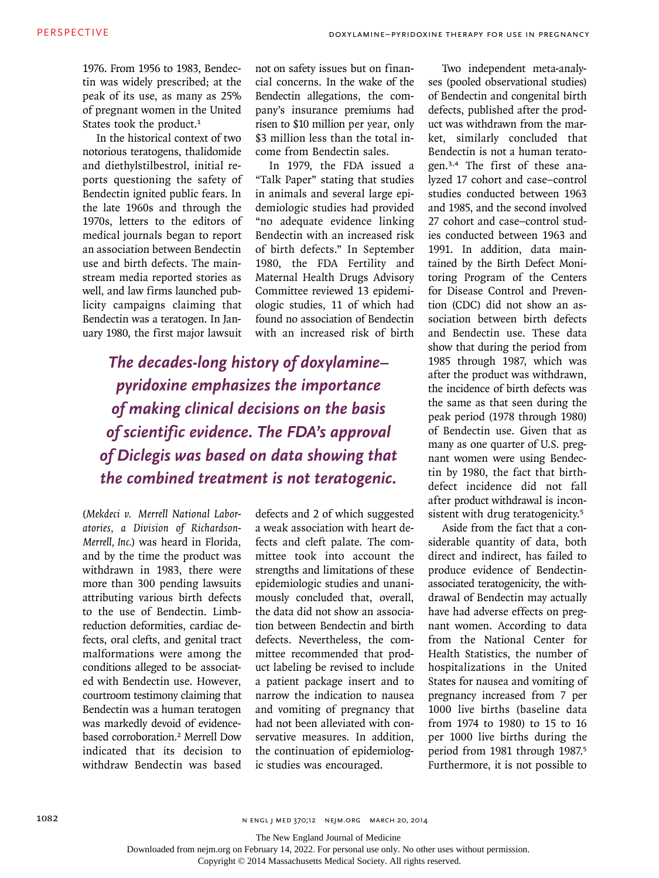1976. From 1956 to 1983, Bendectin was widely prescribed; at the peak of its use, as many as 25% of pregnant women in the United States took the product.[1]

In the historical context of two notorious teratogens, thalidomide and diethylstilbestrol, initial reports questioning the safety of Bendectin ignited public fears. In the late 1960s and through the 1970s, letters to the editors of medical journals began to report an association between Bendectin use and birth defects. The mainstream media reported stories as well, and law firms launched publicity campaigns claiming that Bendectin was a teratogen. In January 1980, the first major lawsuit (*Mekdeci v. Merrell National Laboratories, a Division of Richardson-Merrell, Inc.*) was heard in Florida, and by the time the product was withdrawn in 1983, there were more than 300 pending lawsuits attributing various birth defects to the use of Bendectin. Limb-reduction deformities, cardiac defects, oral clefts, and genital tract malformations were among the conditions alleged to be associated with Bendectin use. However, courtroom testimony claiming that Bendectin was a human teratogen was markedly devoid of evidence-based corroboration.[2] Merrell Dow indicated that its decision to withdraw Bendectin was based not on safety issues but on financial concerns. In the wake of the Bendectin allegations, the company's insurance premiums had risen to $10 million per year, only $3 million less than the total income from Bendectin sales.

In 1979, the FDA issued a "Talk Paper" stating that studies in animals and several large epidemiologic studies had provided "no adequate evidence linking Bendectin with an increased risk of birth defects." In September 1980, the FDA Fertility and Maternal Health Drugs Advisory Committee reviewed 13 epidemiologic studies, 11 of which had found no association of Bendectin with an increased risk of birth defects and 2 of which suggested a weak association with heart defects and cleft palate. The committee took into account the strengths and limitations of these epidemiologic studies and unanimously concluded that, overall, the data did not show an association between Bendectin and birth defects. Nevertheless, the committee recommended that product labeling be revised to include a patient package insert and to narrow the indication to nausea and vomiting of pregnancy that had not been alleviated with conservative measures. In addition, the continuation of epidemiologic studies was encouraged.

***The decades-long history of doxylamine–pyridoxine emphasizes the importance of making clinical decisions on the basis of scientific evidence. The FDA's approval of Diclegis was based on data showing that the combined treatment is not teratogenic.***

Two independent meta-analyses (pooled observational studies) of Bendectin and congenital birth defects, published after the product was withdrawn from the market, similarly concluded that Bendectin is not a human teratogen.[3,4] The first of these analyzed 17 cohort and case–control studies conducted between 1963 and 1985, and the second involved 27 cohort and case–control studies conducted between 1963 and 1991. In addition, data maintained by the Birth Defect Monitoring Program of the Centers for Disease Control and Prevention (CDC) did not show an association between birth defects and Bendectin use. These data show that during the period from 1985 through 1987, which was after the product was withdrawn, the incidence of birth defects was the same as that seen during the peak period (1978 through 1980) of Bendectin use. Given that as many as one quarter of U.S. pregnant women were using Bendectin by 1980, the fact that birth-defect incidence did not fall after product withdrawal is inconsistent with drug teratogenicity.[5]

Aside from the fact that a considerable quantity of data, both direct and indirect, has failed to produce evidence of Bendectin-associated teratogenicity, the withdrawal of Bendectin may actually have had adverse effects on pregnant women. According to data from the National Center for Health Statistics, the number of hospitalizations in the United States for nausea and vomiting of pregnancy increased from 7 per 1000 live births (baseline data from 1974 to 1980) to 15 to 16 per 1000 live births during the period from 1981 through 1987.[5] Furthermore, it is not possible to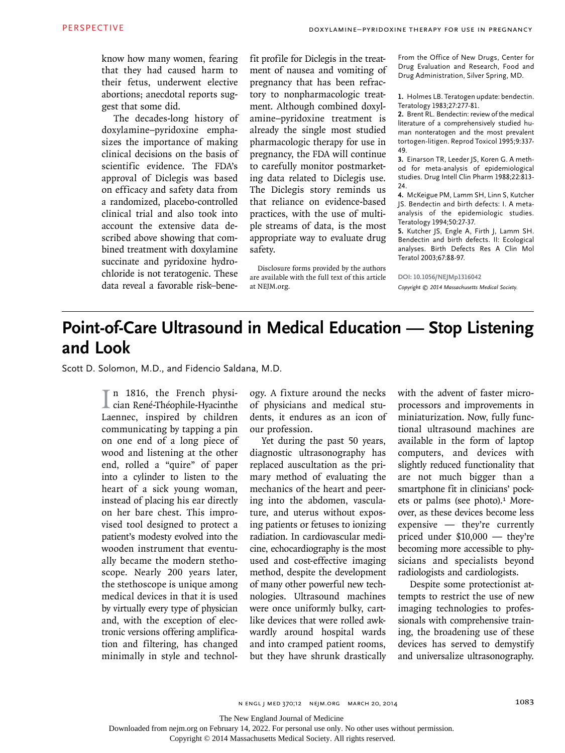know how many women, fearing that they had caused harm to their fetus, underwent elective abortions; anecdotal reports suggest that some did.

The decades-long history of doxylamine–pyridoxine emphasizes the importance of making clinical decisions on the basis of scientific evidence. The FDA's approval of Diclegis was based on efficacy and safety data from a randomized, placebo-controlled clinical trial and also took into account the extensive data described above showing that combined treatment with doxylamine succinate and pyridoxine hydrochloride is not teratogenic. These data reveal a favorable risk–benefit profile for Diclegis in the treatment of nausea and vomiting of pregnancy that has been refractory to nonpharmacologic treatment. Although combined doxylamine–pyridoxine treatment is already the single most studied pharmacologic therapy for use in pregnancy, the FDA will continue to carefully monitor postmarketing data related to Diclegis use. The Diclegis story reminds us that reliance on evidence-based practices, with the use of multiple streams of data, is the most appropriate way to evaluate drug safety.

Disclosure forms provided by the authors are available with the full text of this article at NEJM.org.

From the Office of New Drugs, Center for Drug Evaluation and Research, Food and Drug Administration, Silver Spring, MD.

1. Holmes LB. Teratogen update: bendectin. Teratology 1983;27:277-81.
2. Brent RL. Bendectin: review of the medical literature of a comprehensively studied human nonteratogen and the most prevalent tortogen-litigen. Reprod Toxicol 1995;9:337-49.
3. Einarson TR, Leeder JS, Koren G. A method for meta-analysis of epidemiological studies. Drug Intell Clin Pharm 1988;22:813-24.
4. McKeigue PM, Lamm SH, Linn S, Kutcher JS. Bendectin and birth defects: I. A meta-analysis of the epidemiologic studies. Teratology 1994;50:27-37.
5. Kutcher JS, Engle A, Firth J, Lamm SH. Bendectin and birth defects. II: Ecological analyses. Birth Defects Res A Clin Mol Teratol 2003;67:88-97.

DOI: 10.1056/NEJMp1316042
*Copyright © 2014 Massachusetts Medical Society.*

# Point-of-Care Ultrasound in Medical Education — Stop Listening and Look

Scott D. Solomon, M.D., and Fidencio Saldana, M.D.

In 1816, the French physician René-Théophile-Hyacinthe Laennec, inspired by children communicating by tapping a pin on one end of a long piece of wood and listening at the other end, rolled a "quire" of paper into a cylinder to listen to the heart of a sick young woman, instead of placing his ear directly on her bare chest. This improvised tool designed to protect a patient's modesty evolved into the wooden instrument that eventually became the modern stethoscope. Nearly 200 years later, the stethoscope is unique among medical devices in that it is used by virtually every type of physician and, with the exception of electronic versions offering amplification and filtering, has changed minimally in style and technology. A fixture around the necks of physicians and medical students, it endures as an icon of our profession.

Yet during the past 50 years, diagnostic ultrasonography has replaced auscultation as the primary method of evaluating the mechanics of the heart and peering into the abdomen, vasculature, and uterus without exposing patients or fetuses to ionizing radiation. In cardiovascular medicine, echocardiography is the most used and cost-effective imaging method, despite the development of many other powerful new technologies. Ultrasound machines were once uniformly bulky, cart-like devices that were rolled awkwardly around hospital wards and into cramped patient rooms, but they have shrunk drastically with the advent of faster microprocessors and improvements in miniaturization. Now, fully functional ultrasound machines are available in the form of laptop computers, and devices with slightly reduced functionality that are not much bigger than a smartphone fit in clinicians' pockets or palms (see photo).[1] Moreover, as these devices become less expensive — they're currently priced under $10,000 — they're becoming more accessible to physicians and specialists beyond radiologists and cardiologists.

Despite some protectionist attempts to restrict the use of new imaging technologies to professionals with comprehensive training, the broadening use of these devices has served to demystify and universalize ultrasonography.